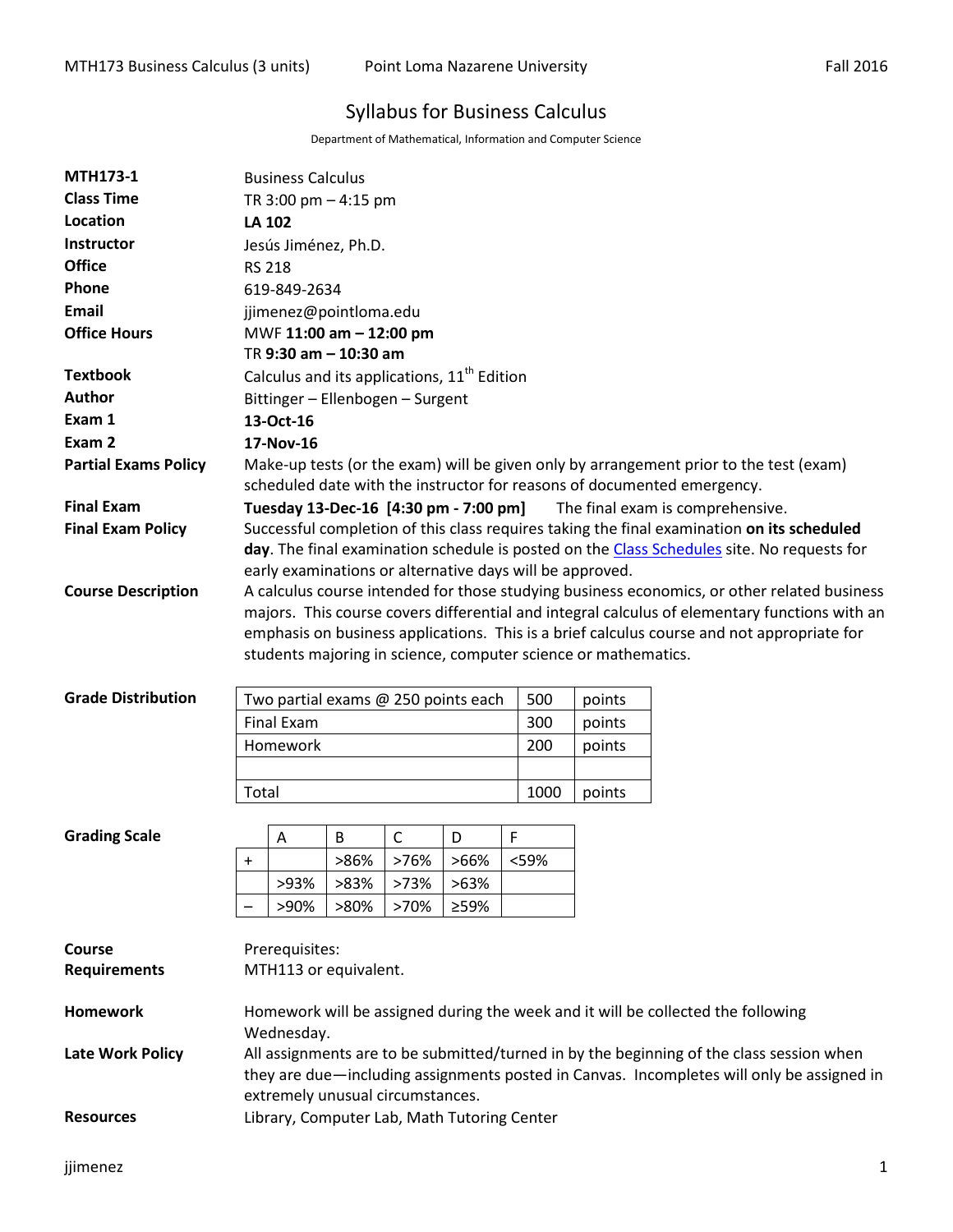# Syllabus for Business Calculus

Department of Mathematical, Information and Computer Science

| | |
|---|---|
| **MTH173-1** | Business Calculus |
| **Class Time** | TR 3:00 pm – 4:15 pm |
| **Location** | **LA 102** |
| **Instructor** | Jesús Jiménez, Ph.D. |
| **Office** | RS 218 |
| **Phone** | 619-849-2634 |
| **Email** | jjimenez@pointloma.edu |
| **Office Hours** | MWF **11:00 am – 12:00 pm**<br>TR **9:30 am – 10:30 am** |
| **Textbook** | Calculus and its applications, 11th Edition |
| **Author** | Bittinger – Ellenbogen – Surgent |
| **Exam 1** | **13-Oct-16** |
| **Exam 2** | **17-Nov-16** |
| **Partial Exams Policy** | Make-up tests (or the exam) will be given only by arrangement prior to the test (exam) scheduled date with the instructor for reasons of documented emergency. |
| **Final Exam** | **Tuesday 13-Dec-16 [4:30 pm - 7:00 pm]** The final exam is comprehensive. |
| **Final Exam Policy** | Successful completion of this class requires taking the final examination **on its scheduled day**. The final examination schedule is posted on the [Class Schedules](Class Schedules) site. No requests for early examinations or alternative days will be approved. |
| **Course Description** | A calculus course intended for those studying business economics, or other related business majors. This course covers differential and integral calculus of elementary functions with an emphasis on business applications. This is a brief calculus course and not appropriate for students majoring in science, computer science or mathematics. |

**Grade Distribution**

| | | |
|---|---|---|
| Two partial exams @ 250 points each | 500 | points |
| Final Exam | 300 | points |
| Homework | 200 | points |
| | | |
| Total | 1000 | points |

**Grading Scale**

| | A | B | C | D | F |
|---|---|---|---|---|---|
| + | | >86% | >76% | >66% | <59% |
| | >93% | >83% | >73% | >63% | |
| – | >90% | >80% | >70% | ≥59% | |

**Course Requirements**

Prerequisites:
MTH113 or equivalent.

**Homework**

Homework will be assigned during the week and it will be collected the following Wednesday.

**Late Work Policy**

All assignments are to be submitted/turned in by the beginning of the class session when they are due—including assignments posted in Canvas. Incompletes will only be assigned in extremely unusual circumstances.

**Resources**

Library, Computer Lab, Math Tutoring Center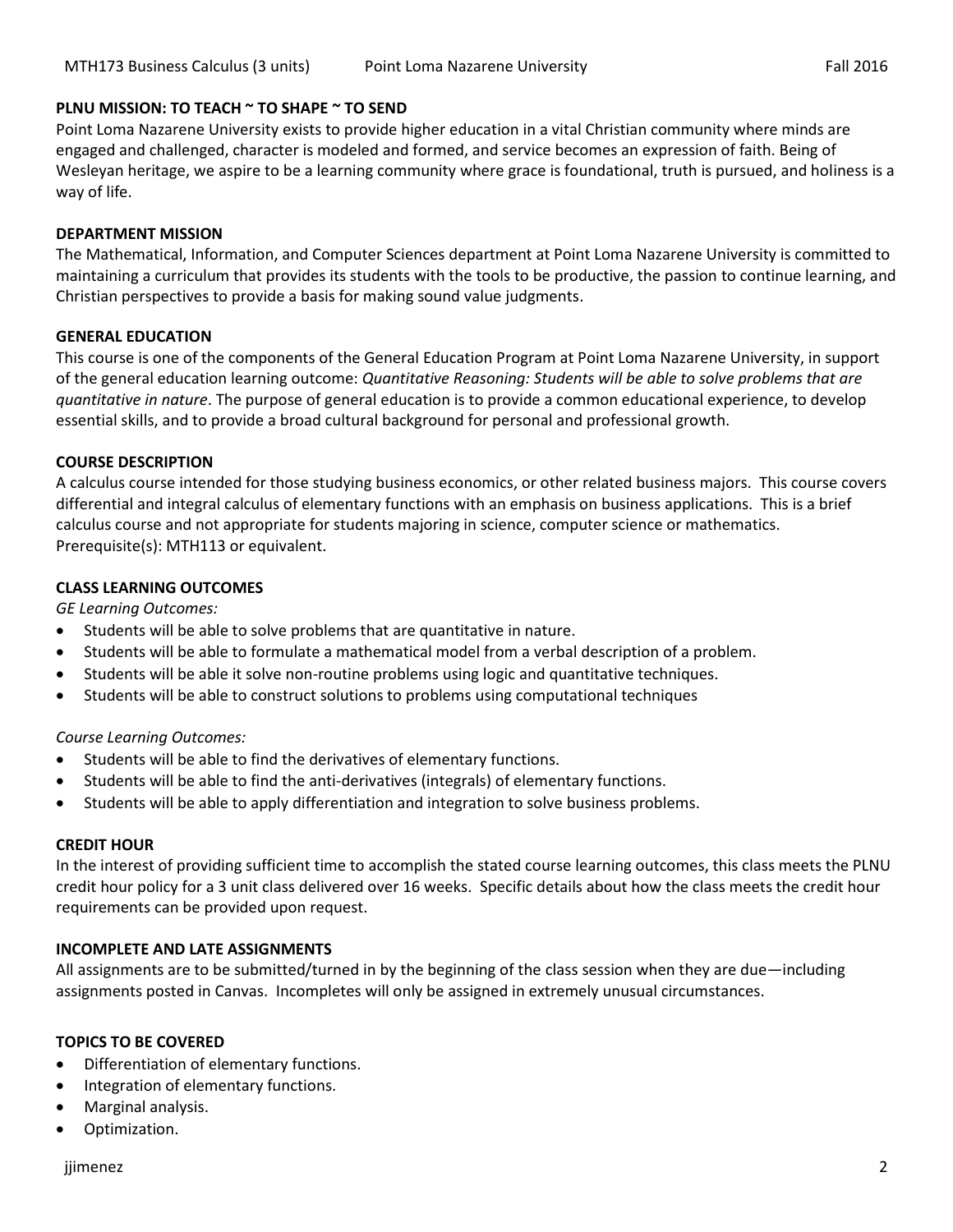## PLNU MISSION: TO TEACH ~ TO SHAPE ~ TO SEND

Point Loma Nazarene University exists to provide higher education in a vital Christian community where minds are engaged and challenged, character is modeled and formed, and service becomes an expression of faith. Being of Wesleyan heritage, we aspire to be a learning community where grace is foundational, truth is pursued, and holiness is a way of life.

## DEPARTMENT MISSION

The Mathematical, Information, and Computer Sciences department at Point Loma Nazarene University is committed to maintaining a curriculum that provides its students with the tools to be productive, the passion to continue learning, and Christian perspectives to provide a basis for making sound value judgments.

## GENERAL EDUCATION

This course is one of the components of the General Education Program at Point Loma Nazarene University, in support of the general education learning outcome: *Quantitative Reasoning: Students will be able to solve problems that are quantitative in nature*. The purpose of general education is to provide a common educational experience, to develop essential skills, and to provide a broad cultural background for personal and professional growth.

## COURSE DESCRIPTION

A calculus course intended for those studying business economics, or other related business majors. This course covers differential and integral calculus of elementary functions with an emphasis on business applications. This is a brief calculus course and not appropriate for students majoring in science, computer science or mathematics. Prerequisite(s): MTH113 or equivalent.

## CLASS LEARNING OUTCOMES

*GE Learning Outcomes:*

- Students will be able to solve problems that are quantitative in nature.
- Students will be able to formulate a mathematical model from a verbal description of a problem.
- Students will be able it solve non-routine problems using logic and quantitative techniques.
- Students will be able to construct solutions to problems using computational techniques

*Course Learning Outcomes:*

- Students will be able to find the derivatives of elementary functions.
- Students will be able to find the anti-derivatives (integrals) of elementary functions.
- Students will be able to apply differentiation and integration to solve business problems.

## CREDIT HOUR

In the interest of providing sufficient time to accomplish the stated course learning outcomes, this class meets the PLNU credit hour policy for a 3 unit class delivered over 16 weeks. Specific details about how the class meets the credit hour requirements can be provided upon request.

## INCOMPLETE AND LATE ASSIGNMENTS

All assignments are to be submitted/turned in by the beginning of the class session when they are due—including assignments posted in Canvas. Incompletes will only be assigned in extremely unusual circumstances.

## TOPICS TO BE COVERED

- Differentiation of elementary functions.
- Integration of elementary functions.
- Marginal analysis.
- Optimization.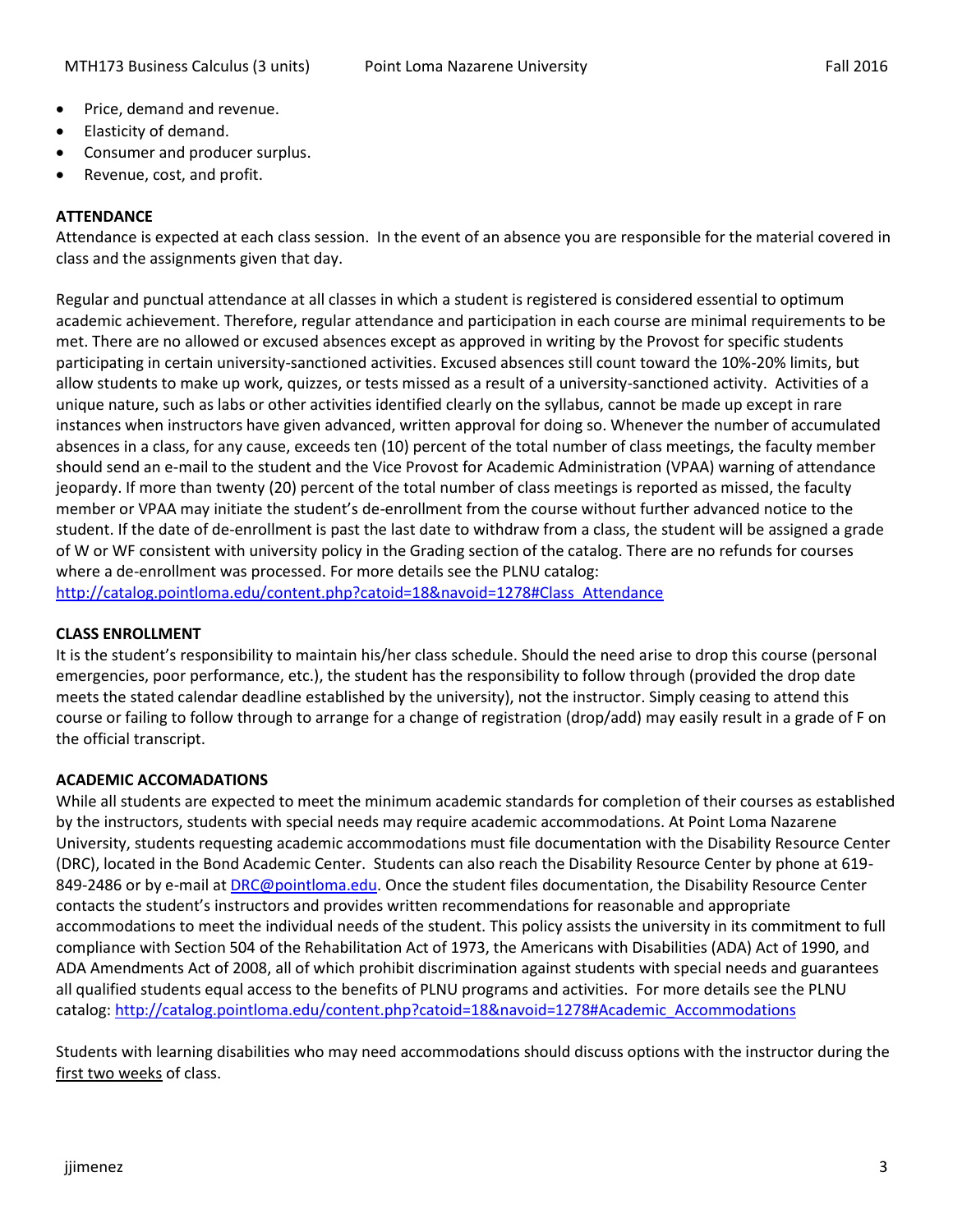- Price, demand and revenue.
- Elasticity of demand.
- Consumer and producer surplus.
- Revenue, cost, and profit.

**ATTENDANCE**

Attendance is expected at each class session. In the event of an absence you are responsible for the material covered in class and the assignments given that day.

Regular and punctual attendance at all classes in which a student is registered is considered essential to optimum academic achievement. Therefore, regular attendance and participation in each course are minimal requirements to be met. There are no allowed or excused absences except as approved in writing by the Provost for specific students participating in certain university-sanctioned activities. Excused absences still count toward the 10%-20% limits, but allow students to make up work, quizzes, or tests missed as a result of a university-sanctioned activity. Activities of a unique nature, such as labs or other activities identified clearly on the syllabus, cannot be made up except in rare instances when instructors have given advanced, written approval for doing so. Whenever the number of accumulated absences in a class, for any cause, exceeds ten (10) percent of the total number of class meetings, the faculty member should send an e-mail to the student and the Vice Provost for Academic Administration (VPAA) warning of attendance jeopardy. If more than twenty (20) percent of the total number of class meetings is reported as missed, the faculty member or VPAA may initiate the student's de-enrollment from the course without further advanced notice to the student. If the date of de-enrollment is past the last date to withdraw from a class, the student will be assigned a grade of W or WF consistent with university policy in the Grading section of the catalog. There are no refunds for courses where a de-enrollment was processed. For more details see the PLNU catalog: http://catalog.pointloma.edu/content.php?catoid=18&navoid=1278#Class_Attendance

**CLASS ENROLLMENT**

It is the student's responsibility to maintain his/her class schedule. Should the need arise to drop this course (personal emergencies, poor performance, etc.), the student has the responsibility to follow through (provided the drop date meets the stated calendar deadline established by the university), not the instructor. Simply ceasing to attend this course or failing to follow through to arrange for a change of registration (drop/add) may easily result in a grade of F on the official transcript.

**ACADEMIC ACCOMADATIONS**

While all students are expected to meet the minimum academic standards for completion of their courses as established by the instructors, students with special needs may require academic accommodations. At Point Loma Nazarene University, students requesting academic accommodations must file documentation with the Disability Resource Center (DRC), located in the Bond Academic Center. Students can also reach the Disability Resource Center by phone at 619-849-2486 or by e-mail at DRC@pointloma.edu. Once the student files documentation, the Disability Resource Center contacts the student's instructors and provides written recommendations for reasonable and appropriate accommodations to meet the individual needs of the student. This policy assists the university in its commitment to full compliance with Section 504 of the Rehabilitation Act of 1973, the Americans with Disabilities (ADA) Act of 1990, and ADA Amendments Act of 2008, all of which prohibit discrimination against students with special needs and guarantees all qualified students equal access to the benefits of PLNU programs and activities. For more details see the PLNU catalog: http://catalog.pointloma.edu/content.php?catoid=18&navoid=1278#Academic_Accommodations

Students with learning disabilities who may need accommodations should discuss options with the instructor during the first two weeks of class.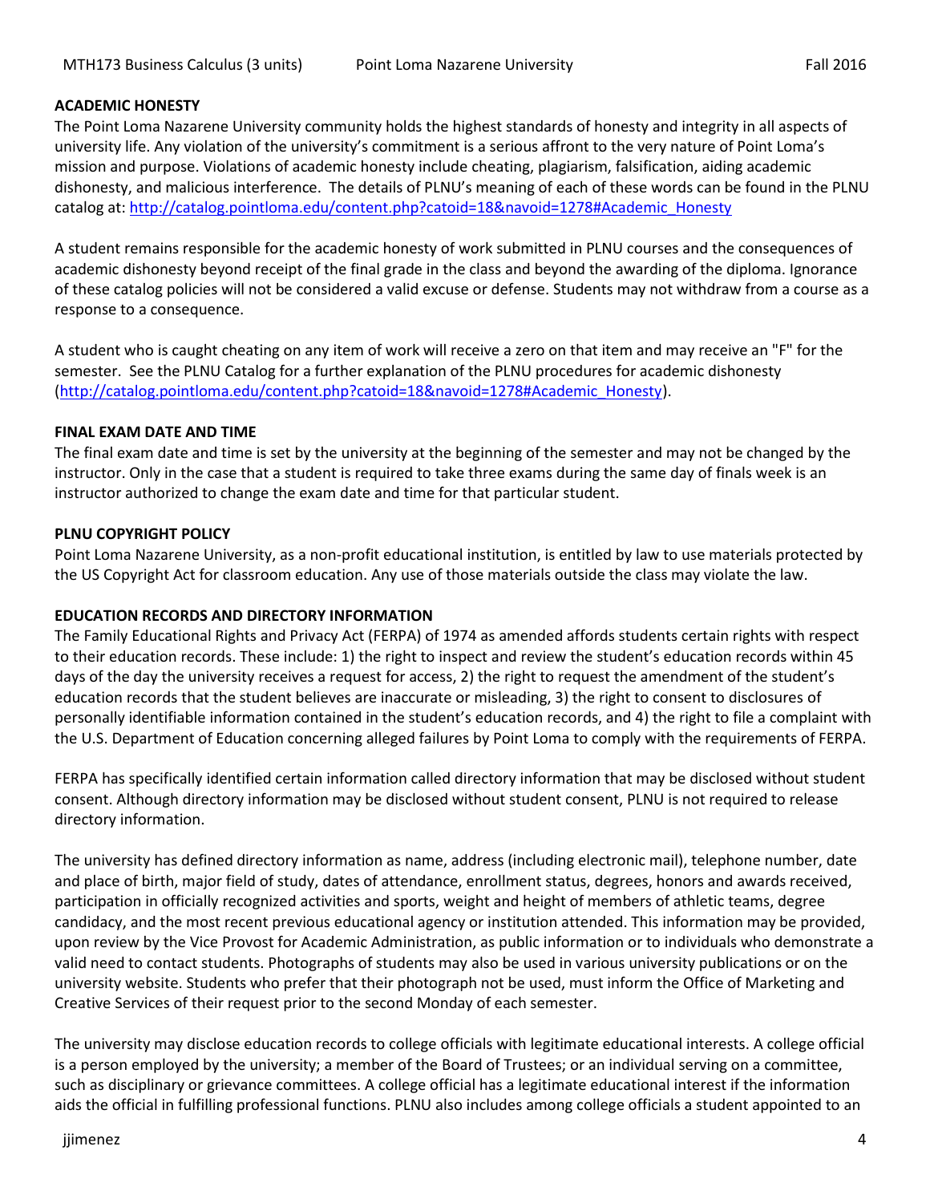## ACADEMIC HONESTY

The Point Loma Nazarene University community holds the highest standards of honesty and integrity in all aspects of university life. Any violation of the university's commitment is a serious affront to the very nature of Point Loma's mission and purpose. Violations of academic honesty include cheating, plagiarism, falsification, aiding academic dishonesty, and malicious interference. The details of PLNU's meaning of each of these words can be found in the PLNU catalog at: [http://catalog.pointloma.edu/content.php?catoid=18&navoid=1278#Academic_Honesty](http://catalog.pointloma.edu/content.php?catoid=18&navoid=1278#Academic_Honesty)

A student remains responsible for the academic honesty of work submitted in PLNU courses and the consequences of academic dishonesty beyond receipt of the final grade in the class and beyond the awarding of the diploma. Ignorance of these catalog policies will not be considered a valid excuse or defense. Students may not withdraw from a course as a response to a consequence.

A student who is caught cheating on any item of work will receive a zero on that item and may receive an "F" for the semester. See the PLNU Catalog for a further explanation of the PLNU procedures for academic dishonesty ([http://catalog.pointloma.edu/content.php?catoid=18&navoid=1278#Academic_Honesty](http://catalog.pointloma.edu/content.php?catoid=18&navoid=1278#Academic_Honesty)).

## FINAL EXAM DATE AND TIME

The final exam date and time is set by the university at the beginning of the semester and may not be changed by the instructor. Only in the case that a student is required to take three exams during the same day of finals week is an instructor authorized to change the exam date and time for that particular student.

## PLNU COPYRIGHT POLICY

Point Loma Nazarene University, as a non-profit educational institution, is entitled by law to use materials protected by the US Copyright Act for classroom education. Any use of those materials outside the class may violate the law.

## EDUCATION RECORDS AND DIRECTORY INFORMATION

The Family Educational Rights and Privacy Act (FERPA) of 1974 as amended affords students certain rights with respect to their education records. These include: 1) the right to inspect and review the student's education records within 45 days of the day the university receives a request for access, 2) the right to request the amendment of the student's education records that the student believes are inaccurate or misleading, 3) the right to consent to disclosures of personally identifiable information contained in the student's education records, and 4) the right to file a complaint with the U.S. Department of Education concerning alleged failures by Point Loma to comply with the requirements of FERPA.

FERPA has specifically identified certain information called directory information that may be disclosed without student consent. Although directory information may be disclosed without student consent, PLNU is not required to release directory information.

The university has defined directory information as name, address (including electronic mail), telephone number, date and place of birth, major field of study, dates of attendance, enrollment status, degrees, honors and awards received, participation in officially recognized activities and sports, weight and height of members of athletic teams, degree candidacy, and the most recent previous educational agency or institution attended. This information may be provided, upon review by the Vice Provost for Academic Administration, as public information or to individuals who demonstrate a valid need to contact students. Photographs of students may also be used in various university publications or on the university website. Students who prefer that their photograph not be used, must inform the Office of Marketing and Creative Services of their request prior to the second Monday of each semester.

The university may disclose education records to college officials with legitimate educational interests. A college official is a person employed by the university; a member of the Board of Trustees; or an individual serving on a committee, such as disciplinary or grievance committees. A college official has a legitimate educational interest if the information aids the official in fulfilling professional functions. PLNU also includes among college officials a student appointed to an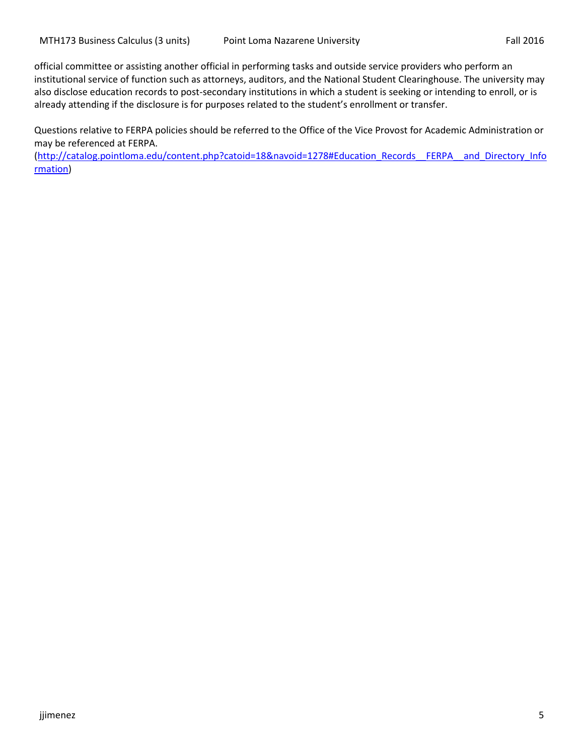official committee or assisting another official in performing tasks and outside service providers who perform an institutional service of function such as attorneys, auditors, and the National Student Clearinghouse. The university may also disclose education records to post-secondary institutions in which a student is seeking or intending to enroll, or is already attending if the disclosure is for purposes related to the student's enrollment or transfer.

Questions relative to FERPA policies should be referred to the Office of the Vice Provost for Academic Administration or may be referenced at FERPA. ([http://catalog.pointloma.edu/content.php?catoid=18&navoid=1278#Education_Records__FERPA__and_Directory_Information](http://catalog.pointloma.edu/content.php?catoid=18&navoid=1278#Education_Records__FERPA__and_Directory_Information))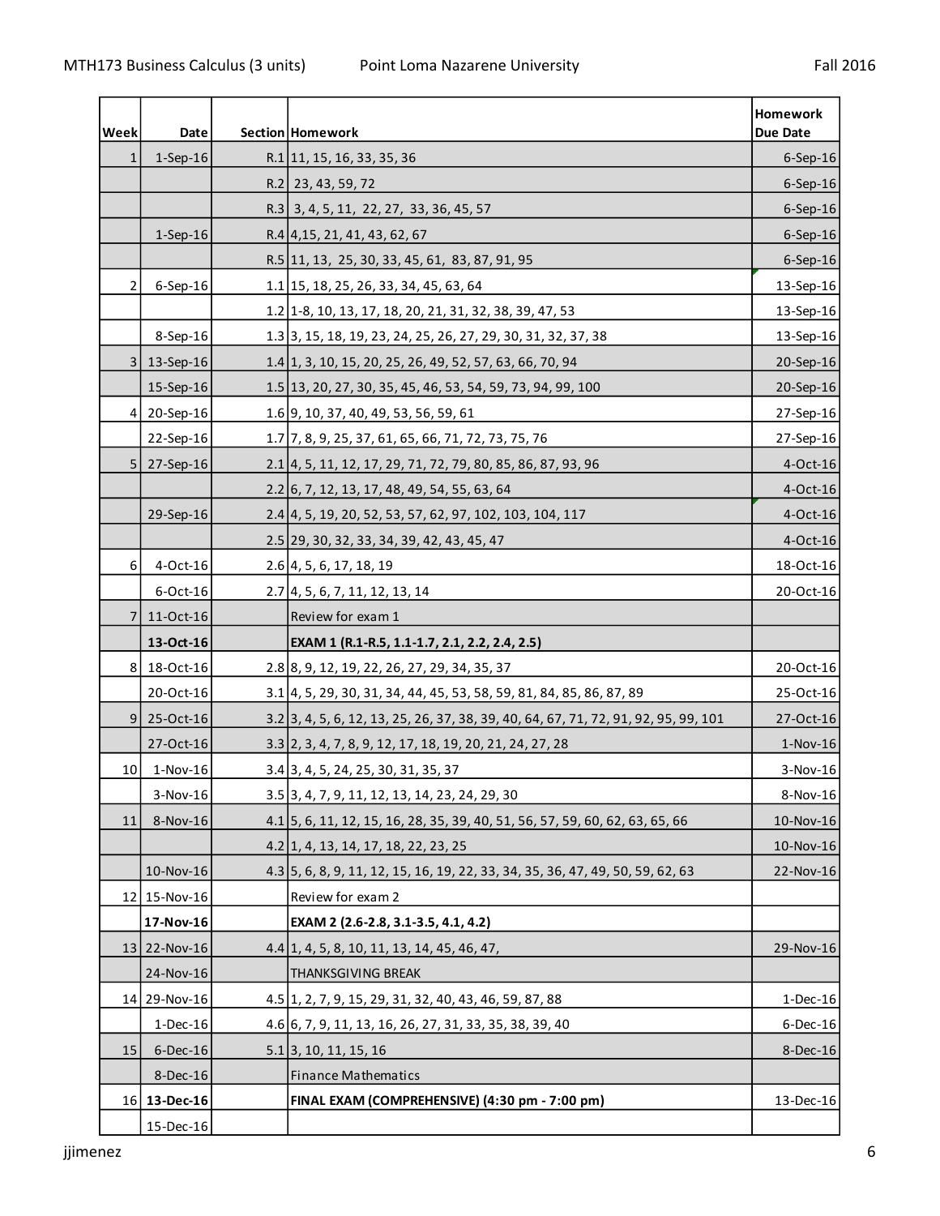| Week | Date | Section | Homework | Homework Due Date |
|---|---|---|---|---|
| 1 | 1-Sep-16 | R.1 | 11, 15, 16, 33, 35, 36 | 6-Sep-16 |
| | | R.2 | 23, 43, 59, 72 | 6-Sep-16 |
| | | R.3 | 3, 4, 5, 11, 22, 27, 33, 36, 45, 57 | 6-Sep-16 |
| | 1-Sep-16 | R.4 | 4,15, 21, 41, 43, 62, 67 | 6-Sep-16 |
| | | R.5 | 11, 13, 25, 30, 33, 45, 61, 83, 87, 91, 95 | 6-Sep-16 |
| 2 | 6-Sep-16 | 1.1 | 15, 18, 25, 26, 33, 34, 45, 63, 64 | 13-Sep-16 |
| | | 1.2 | 1-8, 10, 13, 17, 18, 20, 21, 31, 32, 38, 39, 47, 53 | 13-Sep-16 |
| | 8-Sep-16 | 1.3 | 3, 15, 18, 19, 23, 24, 25, 26, 27, 29, 30, 31, 32, 37, 38 | 13-Sep-16 |
| 3 | 13-Sep-16 | 1.4 | 1, 3, 10, 15, 20, 25, 26, 49, 52, 57, 63, 66, 70, 94 | 20-Sep-16 |
| | 15-Sep-16 | 1.5 | 13, 20, 27, 30, 35, 45, 46, 53, 54, 59, 73, 94, 99, 100 | 20-Sep-16 |
| 4 | 20-Sep-16 | 1.6 | 9, 10, 37, 40, 49, 53, 56, 59, 61 | 27-Sep-16 |
| | 22-Sep-16 | 1.7 | 7, 8, 9, 25, 37, 61, 65, 66, 71, 72, 73, 75, 76 | 27-Sep-16 |
| 5 | 27-Sep-16 | 2.1 | 4, 5, 11, 12, 17, 29, 71, 72, 79, 80, 85, 86, 87, 93, 96 | 4-Oct-16 |
| | | 2.2 | 6, 7, 12, 13, 17, 48, 49, 54, 55, 63, 64 | 4-Oct-16 |
| | 29-Sep-16 | 2.4 | 4, 5, 19, 20, 52, 53, 57, 62, 97, 102, 103, 104, 117 | 4-Oct-16 |
| | | 2.5 | 29, 30, 32, 33, 34, 39, 42, 43, 45, 47 | 4-Oct-16 |
| 6 | 4-Oct-16 | 2.6 | 4, 5, 6, 17, 18, 19 | 18-Oct-16 |
| | 6-Oct-16 | 2.7 | 4, 5, 6, 7, 11, 12, 13, 14 | 20-Oct-16 |
| 7 | 11-Oct-16 | | Review for exam 1 | |
| | **13-Oct-16** | | **EXAM 1 (R.1-R.5, 1.1-1.7, 2.1, 2.2, 2.4, 2.5)** | |
| 8 | 18-Oct-16 | 2.8 | 8, 9, 12, 19, 22, 26, 27, 29, 34, 35, 37 | 20-Oct-16 |
| | 20-Oct-16 | 3.1 | 4, 5, 29, 30, 31, 34, 44, 45, 53, 58, 59, 81, 84, 85, 86, 87, 89 | 25-Oct-16 |
| 9 | 25-Oct-16 | 3.2 | 3, 4, 5, 6, 12, 13, 25, 26, 37, 38, 39, 40, 64, 67, 71, 72, 91, 92, 95, 99, 101 | 27-Oct-16 |
| | 27-Oct-16 | 3.3 | 2, 3, 4, 7, 8, 9, 12, 17, 18, 19, 20, 21, 24, 27, 28 | 1-Nov-16 |
| 10 | 1-Nov-16 | 3.4 | 3, 4, 5, 24, 25, 30, 31, 35, 37 | 3-Nov-16 |
| | 3-Nov-16 | 3.5 | 3, 4, 7, 9, 11, 12, 13, 14, 23, 24, 29, 30 | 8-Nov-16 |
| 11 | 8-Nov-16 | 4.1 | 5, 6, 11, 12, 15, 16, 28, 35, 39, 40, 51, 56, 57, 59, 60, 62, 63, 65, 66 | 10-Nov-16 |
| | | 4.2 | 1, 4, 13, 14, 17, 18, 22, 23, 25 | 10-Nov-16 |
| | 10-Nov-16 | 4.3 | 5, 6, 8, 9, 11, 12, 15, 16, 19, 22, 33, 34, 35, 36, 47, 49, 50, 59, 62, 63 | 22-Nov-16 |
| 12 | 15-Nov-16 | | Review for exam 2 | |
| | **17-Nov-16** | | **EXAM 2 (2.6-2.8, 3.1-3.5, 4.1, 4.2)** | |
| 13 | 22-Nov-16 | 4.4 | 1, 4, 5, 8, 10, 11, 13, 14, 45, 46, 47, | 29-Nov-16 |
| | 24-Nov-16 | | THANKSGIVING BREAK | |
| 14 | 29-Nov-16 | 4.5 | 1, 2, 7, 9, 15, 29, 31, 32, 40, 43, 46, 59, 87, 88 | 1-Dec-16 |
| | 1-Dec-16 | 4.6 | 6, 7, 9, 11, 13, 16, 26, 27, 31, 33, 35, 38, 39, 40 | 6-Dec-16 |
| 15 | 6-Dec-16 | 5.1 | 3, 10, 11, 15, 16 | 8-Dec-16 |
| | 8-Dec-16 | | Finance Mathematics | |
| 16 | **13-Dec-16** | | **FINAL EXAM (COMPREHENSIVE) (4:30 pm - 7:00 pm)** | 13-Dec-16 |
| | 15-Dec-16 | | | |